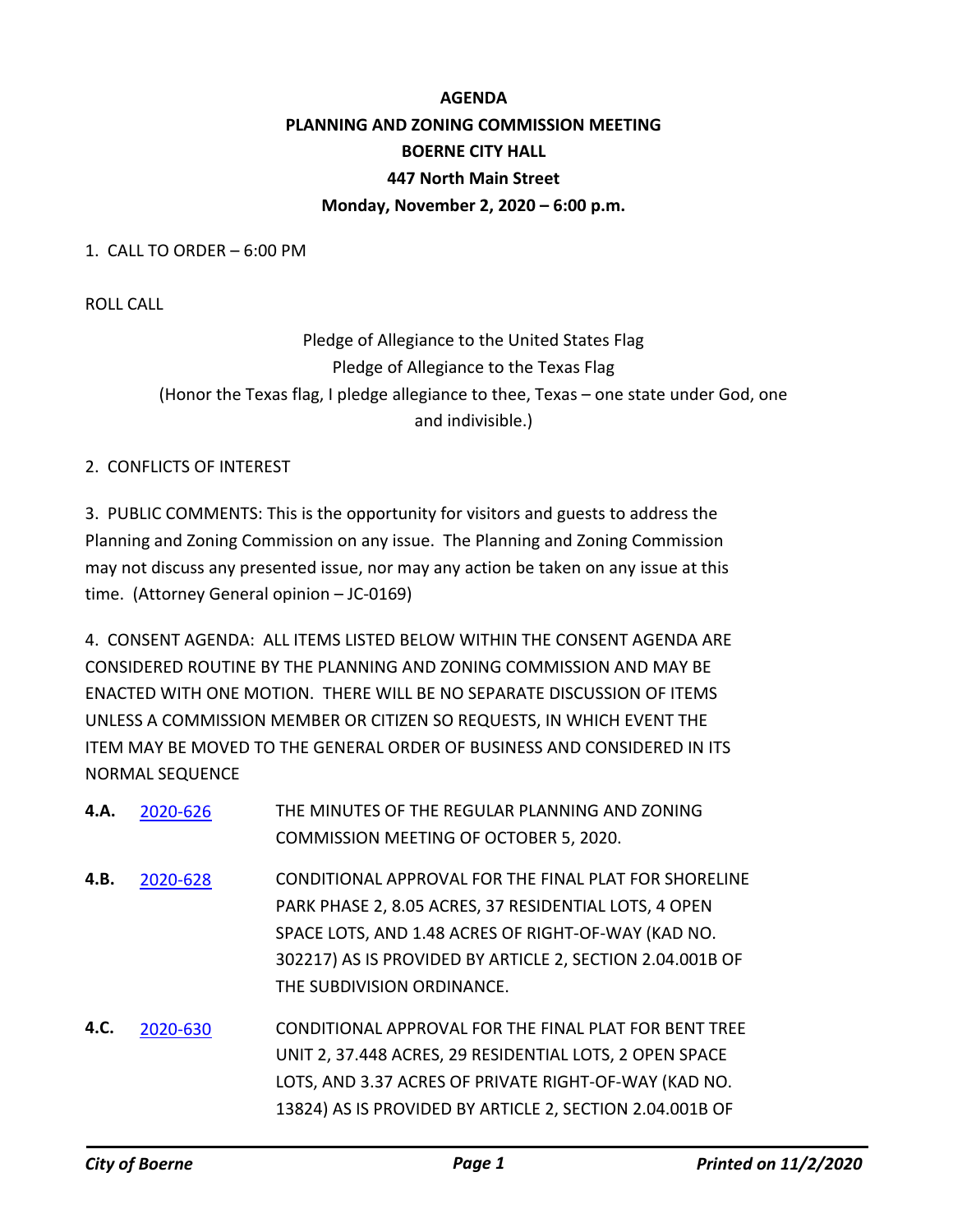# AGENDA
## PLANNING AND ZONING COMMISSION MEETING
## BOERNE CITY HALL
## 447 North Main Street
## Monday, November 2, 2020 – 6:00 p.m.

1. CALL TO ORDER – 6:00 PM

ROLL CALL

Pledge of Allegiance to the United States Flag
Pledge of Allegiance to the Texas Flag
(Honor the Texas flag, I pledge allegiance to thee, Texas – one state under God, one and indivisible.)

2. CONFLICTS OF INTEREST

3. PUBLIC COMMENTS: This is the opportunity for visitors and guests to address the Planning and Zoning Commission on any issue. The Planning and Zoning Commission may not discuss any presented issue, nor may any action be taken on any issue at this time. (Attorney General opinion – JC-0169)

4. CONSENT AGENDA: ALL ITEMS LISTED BELOW WITHIN THE CONSENT AGENDA ARE CONSIDERED ROUTINE BY THE PLANNING AND ZONING COMMISSION AND MAY BE ENACTED WITH ONE MOTION. THERE WILL BE NO SEPARATE DISCUSSION OF ITEMS UNLESS A COMMISSION MEMBER OR CITIZEN SO REQUESTS, IN WHICH EVENT THE ITEM MAY BE MOVED TO THE GENERAL ORDER OF BUSINESS AND CONSIDERED IN ITS NORMAL SEQUENCE

**4.A.** 2020-626 THE MINUTES OF THE REGULAR PLANNING AND ZONING COMMISSION MEETING OF OCTOBER 5, 2020.

**4.B.** 2020-628 CONDITIONAL APPROVAL FOR THE FINAL PLAT FOR SHORELINE PARK PHASE 2, 8.05 ACRES, 37 RESIDENTIAL LOTS, 4 OPEN SPACE LOTS, AND 1.48 ACRES OF RIGHT-OF-WAY (KAD NO. 302217) AS IS PROVIDED BY ARTICLE 2, SECTION 2.04.001B OF THE SUBDIVISION ORDINANCE.

**4.C.** 2020-630 CONDITIONAL APPROVAL FOR THE FINAL PLAT FOR BENT TREE UNIT 2, 37.448 ACRES, 29 RESIDENTIAL LOTS, 2 OPEN SPACE LOTS, AND 3.37 ACRES OF PRIVATE RIGHT-OF-WAY (KAD NO. 13824) AS IS PROVIDED BY ARTICLE 2, SECTION 2.04.001B OF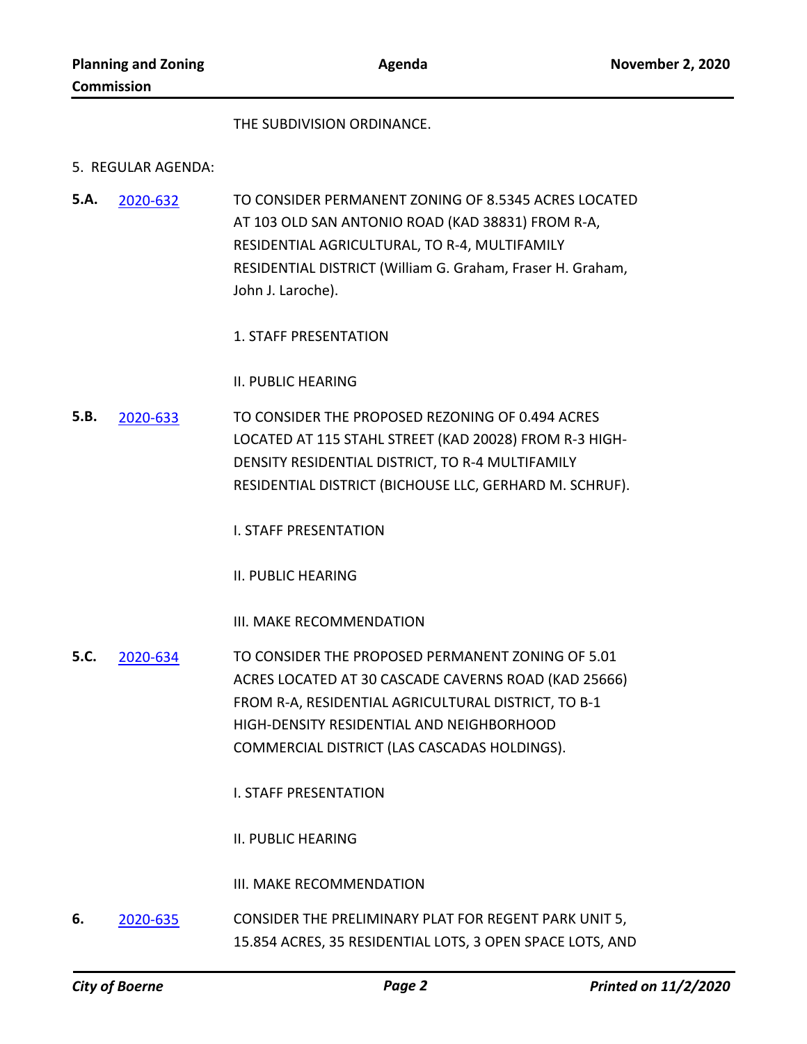THE SUBDIVISION ORDINANCE.

5. REGULAR AGENDA:

**5.A.** [2020-632](2020-632) TO CONSIDER PERMANENT ZONING OF 8.5345 ACRES LOCATED AT 103 OLD SAN ANTONIO ROAD (KAD 38831) FROM R-A, RESIDENTIAL AGRICULTURAL, TO R-4, MULTIFAMILY RESIDENTIAL DISTRICT (William G. Graham, Fraser H. Graham, John J. Laroche).

1. STAFF PRESENTATION

II. PUBLIC HEARING

**5.B.** [2020-633](2020-633) TO CONSIDER THE PROPOSED REZONING OF 0.494 ACRES LOCATED AT 115 STAHL STREET (KAD 20028) FROM R-3 HIGH-DENSITY RESIDENTIAL DISTRICT, TO R-4 MULTIFAMILY RESIDENTIAL DISTRICT (BICHOUSE LLC, GERHARD M. SCHRUF).

I. STAFF PRESENTATION

II. PUBLIC HEARING

III. MAKE RECOMMENDATION

**5.C.** [2020-634](2020-634) TO CONSIDER THE PROPOSED PERMANENT ZONING OF 5.01 ACRES LOCATED AT 30 CASCADE CAVERNS ROAD (KAD 25666) FROM R-A, RESIDENTIAL AGRICULTURAL DISTRICT, TO B-1 HIGH-DENSITY RESIDENTIAL AND NEIGHBORHOOD COMMERCIAL DISTRICT (LAS CASCADAS HOLDINGS).

I. STAFF PRESENTATION

II. PUBLIC HEARING

III. MAKE RECOMMENDATION

**6.** [2020-635](2020-635) CONSIDER THE PRELIMINARY PLAT FOR REGENT PARK UNIT 5, 15.854 ACRES, 35 RESIDENTIAL LOTS, 3 OPEN SPACE LOTS, AND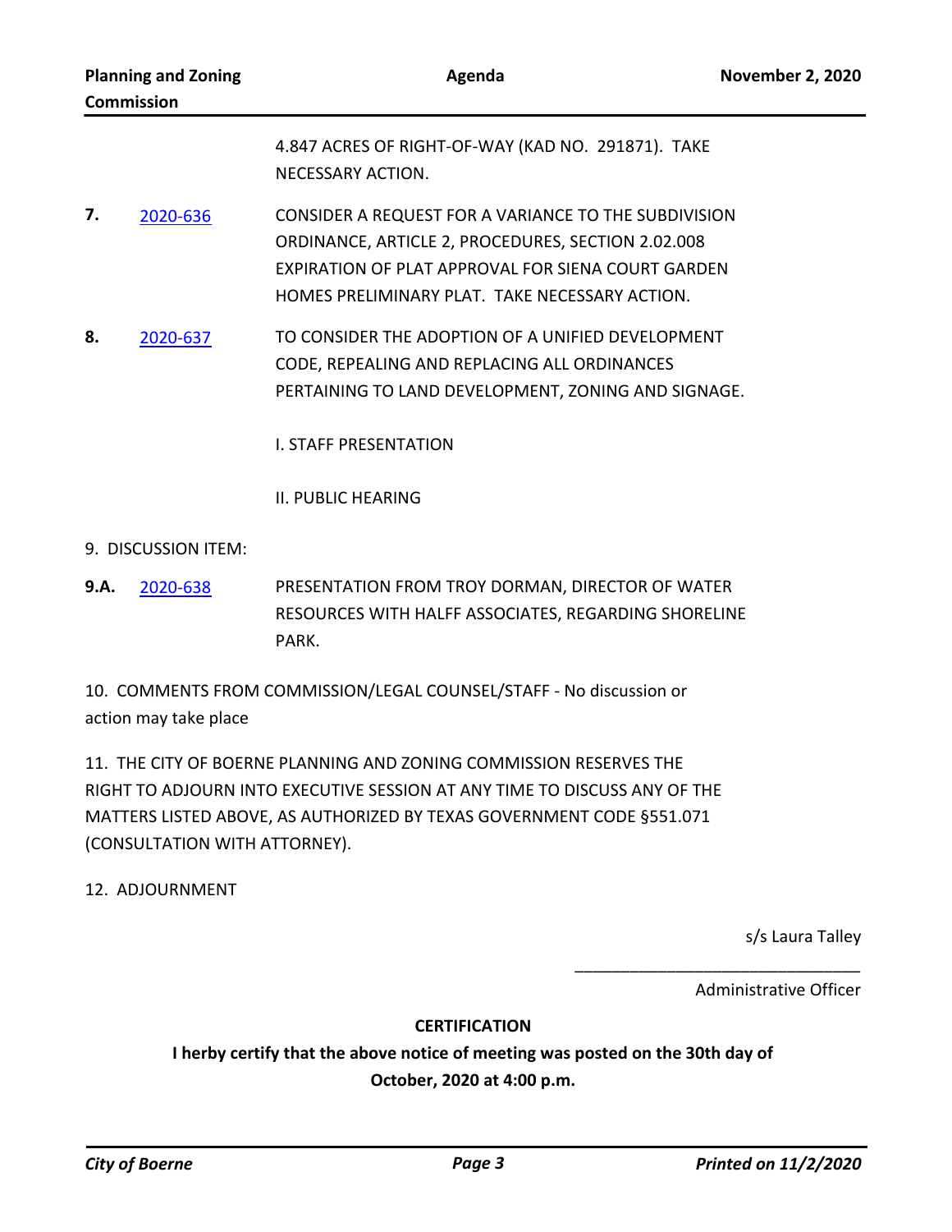4.847 ACRES OF RIGHT-OF-WAY (KAD NO. 291871). TAKE NECESSARY ACTION.

**7.** 2020-636 CONSIDER A REQUEST FOR A VARIANCE TO THE SUBDIVISION ORDINANCE, ARTICLE 2, PROCEDURES, SECTION 2.02.008 EXPIRATION OF PLAT APPROVAL FOR SIENA COURT GARDEN HOMES PRELIMINARY PLAT. TAKE NECESSARY ACTION.

**8.** 2020-637 TO CONSIDER THE ADOPTION OF A UNIFIED DEVELOPMENT CODE, REPEALING AND REPLACING ALL ORDINANCES PERTAINING TO LAND DEVELOPMENT, ZONING AND SIGNAGE.

I. STAFF PRESENTATION

II. PUBLIC HEARING

9. DISCUSSION ITEM:

**9.A.** 2020-638 PRESENTATION FROM TROY DORMAN, DIRECTOR OF WATER RESOURCES WITH HALFF ASSOCIATES, REGARDING SHORELINE PARK.

10. COMMENTS FROM COMMISSION/LEGAL COUNSEL/STAFF - No discussion or action may take place

11. THE CITY OF BOERNE PLANNING AND ZONING COMMISSION RESERVES THE RIGHT TO ADJOURN INTO EXECUTIVE SESSION AT ANY TIME TO DISCUSS ANY OF THE MATTERS LISTED ABOVE, AS AUTHORIZED BY TEXAS GOVERNMENT CODE §551.071 (CONSULTATION WITH ATTORNEY).

12. ADJOURNMENT

s/s Laura Talley

\_\_\_\_\_\_\_\_\_\_\_\_\_\_\_\_\_\_\_\_\_\_\_\_\_\_\_\_\_\_

Administrative Officer

**CERTIFICATION**

**I herby certify that the above notice of meeting was posted on the 30th day of October, 2020 at 4:00 p.m.**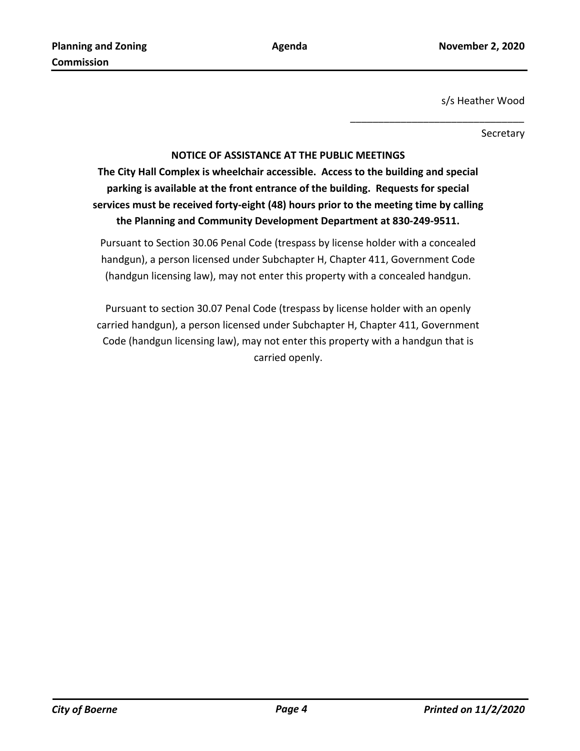s/s Heather Wood

\_\_\_\_\_\_\_\_\_\_\_\_\_\_\_\_\_\_\_\_\_\_\_\_\_\_\_\_\_\_\_

Secretary

**NOTICE OF ASSISTANCE AT THE PUBLIC MEETINGS**

**The City Hall Complex is wheelchair accessible. Access to the building and special parking is available at the front entrance of the building. Requests for special services must be received forty-eight (48) hours prior to the meeting time by calling the Planning and Community Development Department at 830-249-9511.**

Pursuant to Section 30.06 Penal Code (trespass by license holder with a concealed handgun), a person licensed under Subchapter H, Chapter 411, Government Code (handgun licensing law), may not enter this property with a concealed handgun.

Pursuant to section 30.07 Penal Code (trespass by license holder with an openly carried handgun), a person licensed under Subchapter H, Chapter 411, Government Code (handgun licensing law), may not enter this property with a handgun that is carried openly.